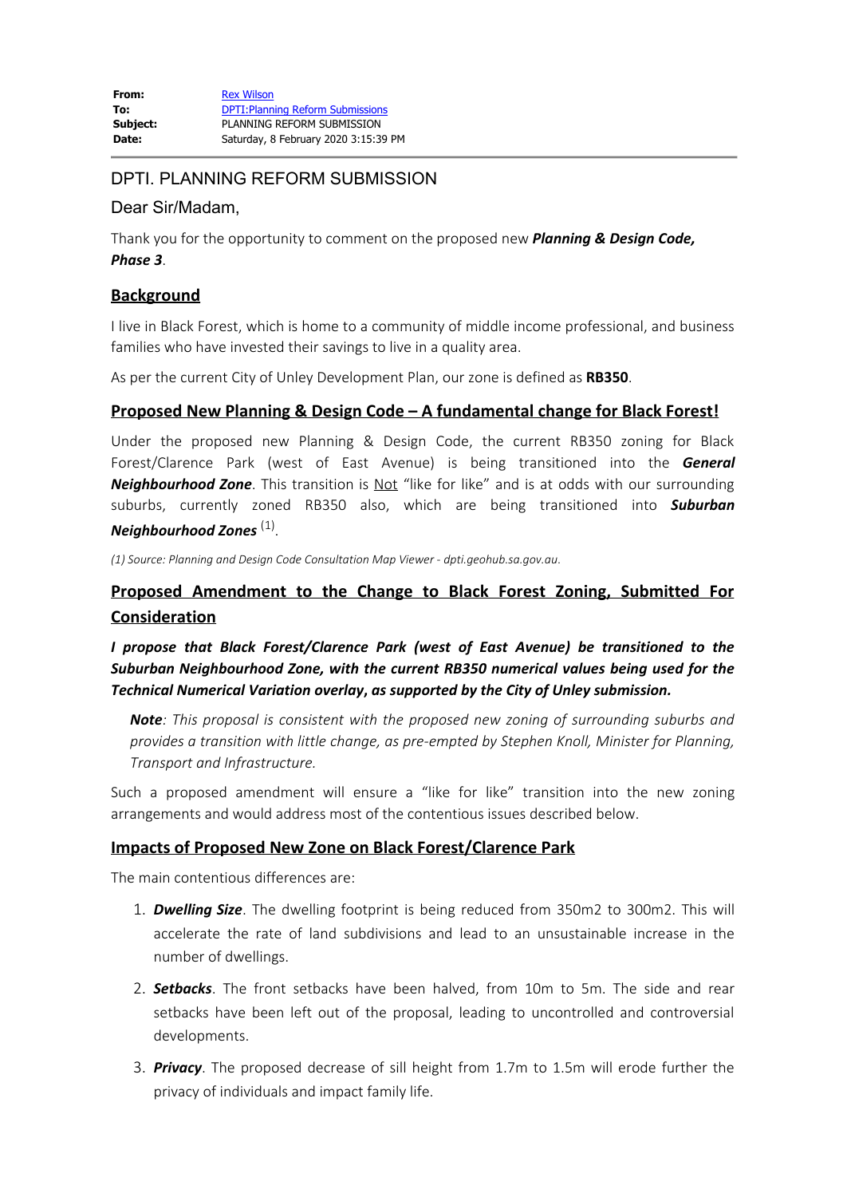| | |
|---|---|
| **From:** | Rex Wilson |
| **To:** | DPTI:Planning Reform Submissions |
| **Subject:** | PLANNING REFORM SUBMISSION |
| **Date:** | Saturday, 8 February 2020 3:15:39 PM |

---

DPTI. PLANNING REFORM SUBMISSION

Dear Sir/Madam,

Thank you for the opportunity to comment on the proposed new ***Planning & Design Code, Phase 3***.

## Background

I live in Black Forest, which is home to a community of middle income professional, and business families who have invested their savings to live in a quality area.

As per the current City of Unley Development Plan, our zone is defined as **RB350**.

## Proposed New Planning & Design Code – A fundamental change for Black Forest!

Under the proposed new Planning & Design Code, the current RB350 zoning for Black Forest/Clarence Park (west of East Avenue) is being transitioned into the ***General Neighbourhood Zone***. This transition is Not "like for like" and is at odds with our surrounding suburbs, currently zoned RB350 also, which are being transitioned into ***Suburban Neighbourhood Zones*** [(1)].

*(1) Source: Planning and Design Code Consultation Map Viewer - dpti.geohub.sa.gov.au.*

## Proposed Amendment to the Change to Black Forest Zoning, Submitted For Consideration

***I propose that Black Forest/Clarence Park (west of East Avenue) be transitioned to the Suburban Neighbourhood Zone, with the current RB350 numerical values being used for the Technical Numerical Variation overlay, as supported by the City of Unley submission.***

> ***Note****: This proposal is consistent with the proposed new zoning of surrounding suburbs and provides a transition with little change, as pre-empted by Stephen Knoll, Minister for Planning, Transport and Infrastructure.*

Such a proposed amendment will ensure a "like for like" transition into the new zoning arrangements and would address most of the contentious issues described below.

## Impacts of Proposed New Zone on Black Forest/Clarence Park

The main contentious differences are:

1. ***Dwelling Size***. The dwelling footprint is being reduced from 350m2 to 300m2. This will accelerate the rate of land subdivisions and lead to an unsustainable increase in the number of dwellings.
2. ***Setbacks***. The front setbacks have been halved, from 10m to 5m. The side and rear setbacks have been left out of the proposal, leading to uncontrolled and controversial developments.
3. ***Privacy***. The proposed decrease of sill height from 1.7m to 1.5m will erode further the privacy of individuals and impact family life.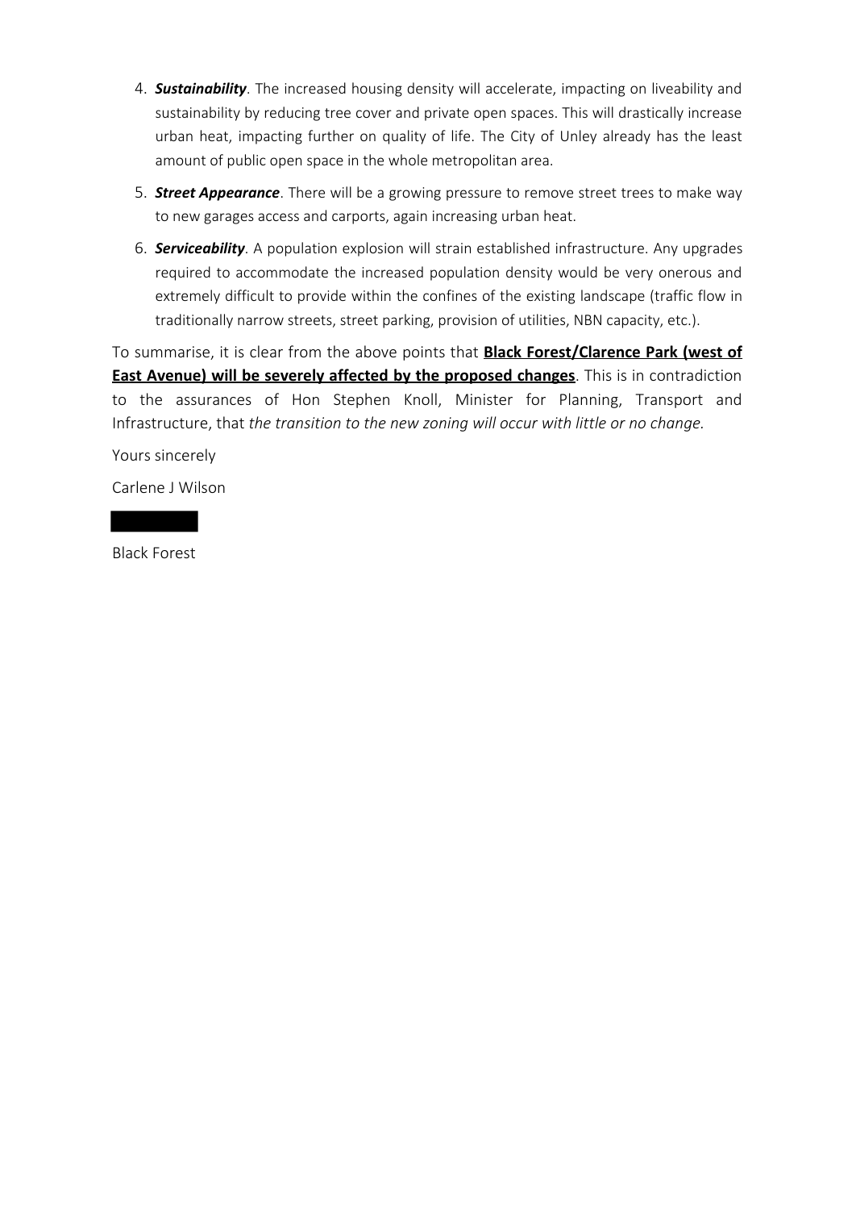4. ***Sustainability***. The increased housing density will accelerate, impacting on liveability and sustainability by reducing tree cover and private open spaces. This will drastically increase urban heat, impacting further on quality of life. The City of Unley already has the least amount of public open space in the whole metropolitan area.
5. ***Street Appearance***. There will be a growing pressure to remove street trees to make way to new garages access and carports, again increasing urban heat.
6. ***Serviceability***. A population explosion will strain established infrastructure. Any upgrades required to accommodate the increased population density would be very onerous and extremely difficult to provide within the confines of the existing landscape (traffic flow in traditionally narrow streets, street parking, provision of utilities, NBN capacity, etc.).

To summarise, it is clear from the above points that <u>**Black Forest/Clarence Park (west of East Avenue) will be severely affected by the proposed changes**</u>. This is in contradiction to the assurances of Hon Stephen Knoll, Minister for Planning, Transport and Infrastructure, that *the transition to the new zoning will occur with little or no change.*

Yours sincerely

Carlene J Wilson

Black Forest